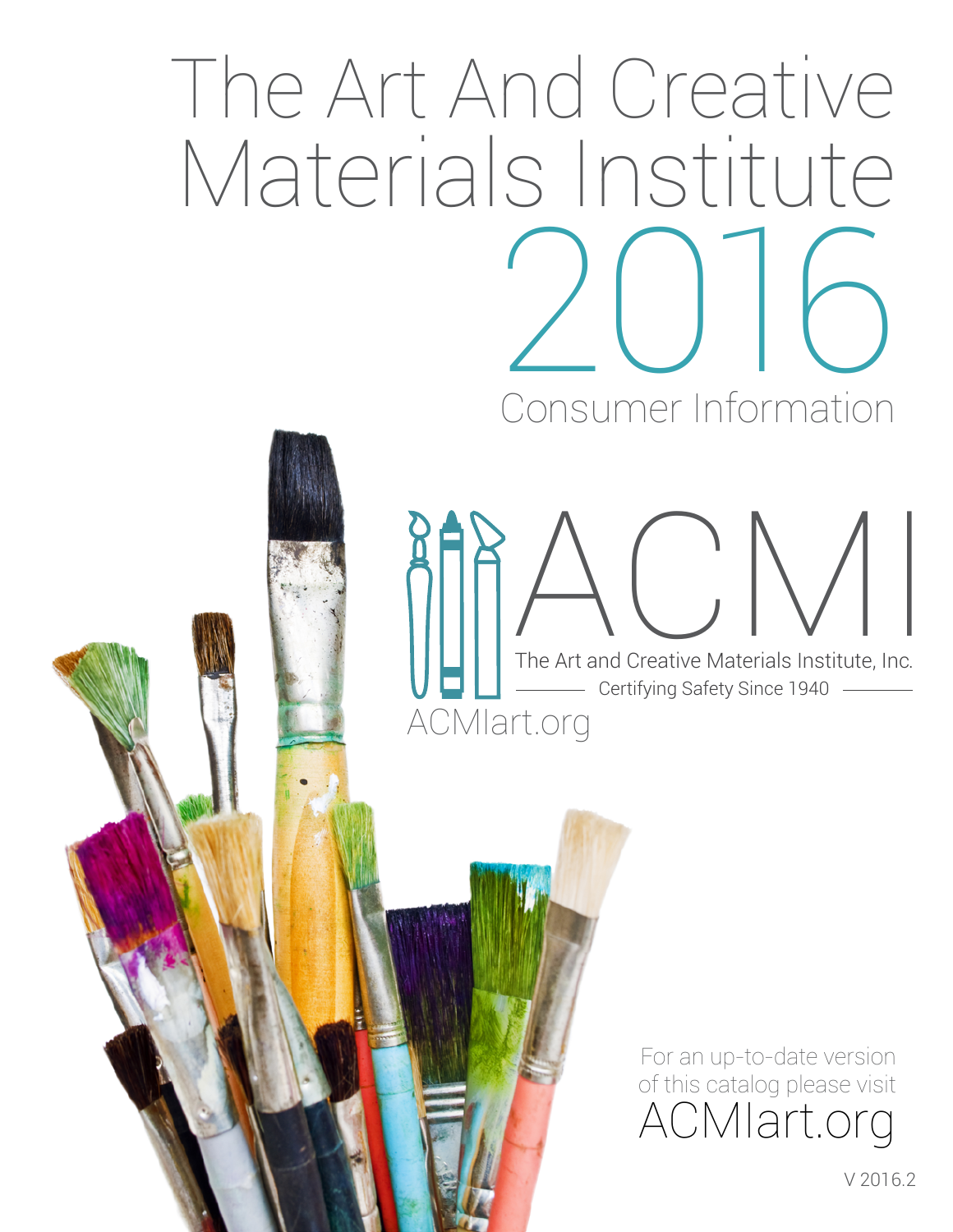# The Art And Creative Materials Institute 2016

## Consumer Information

ACMI

The Art and Creative Materials Institute, Inc.

Certifying Safety Since 1940

ACMIart.org

For an up-to-date version of this catalog please visit ACMIart.org

V 2016.2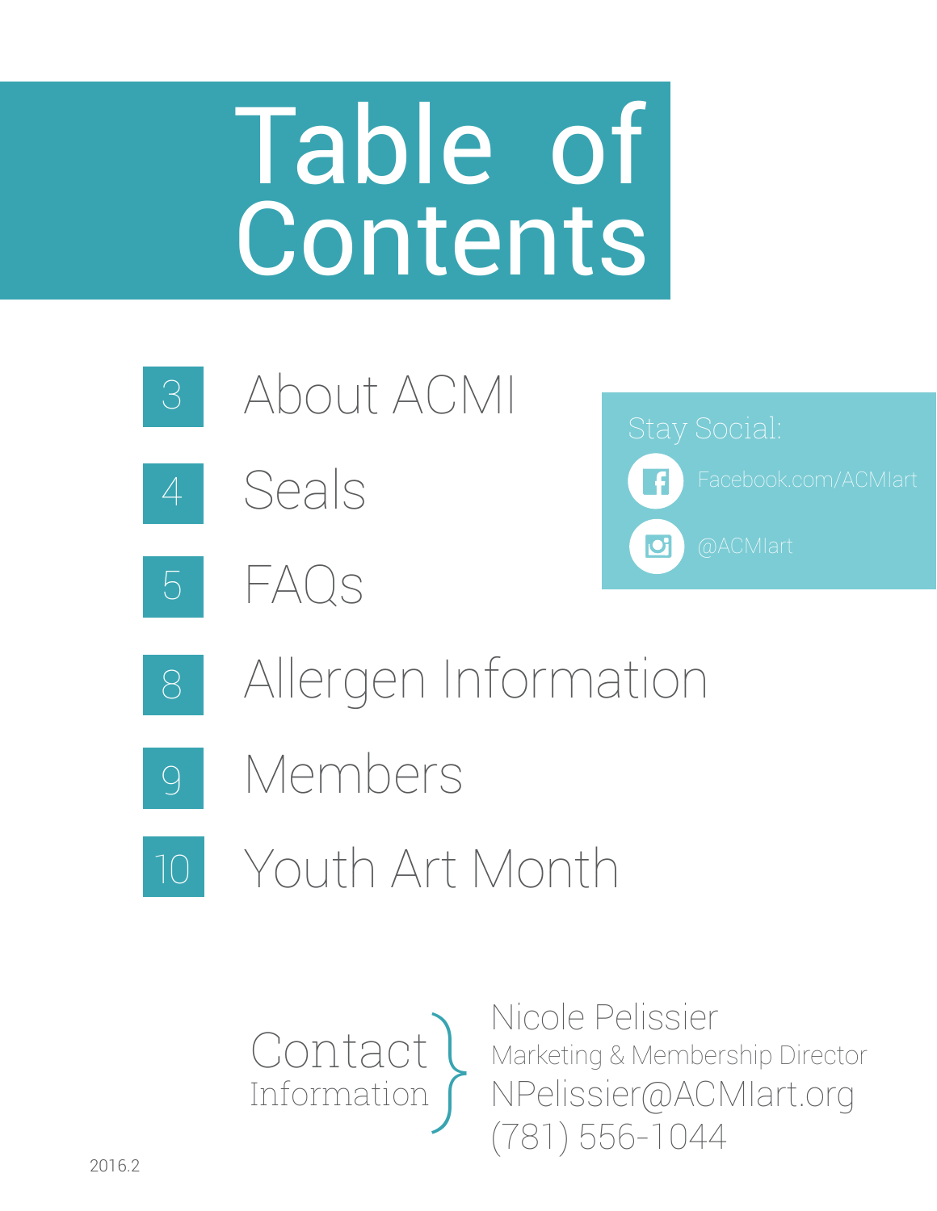# Table of Contents

- 3 About ACMI
- 4 Seals
- 5 FAQs
- 8 Allergen Information
- 9 Members
- 10 Youth Art Month

Stay Social:

Facebook.com/ACMIart

@ACMIart

**Contact Information**

Nicole Pelissier
Marketing & Membership Director
NPelissier@ACMIart.org
(781) 556-1044

2016.2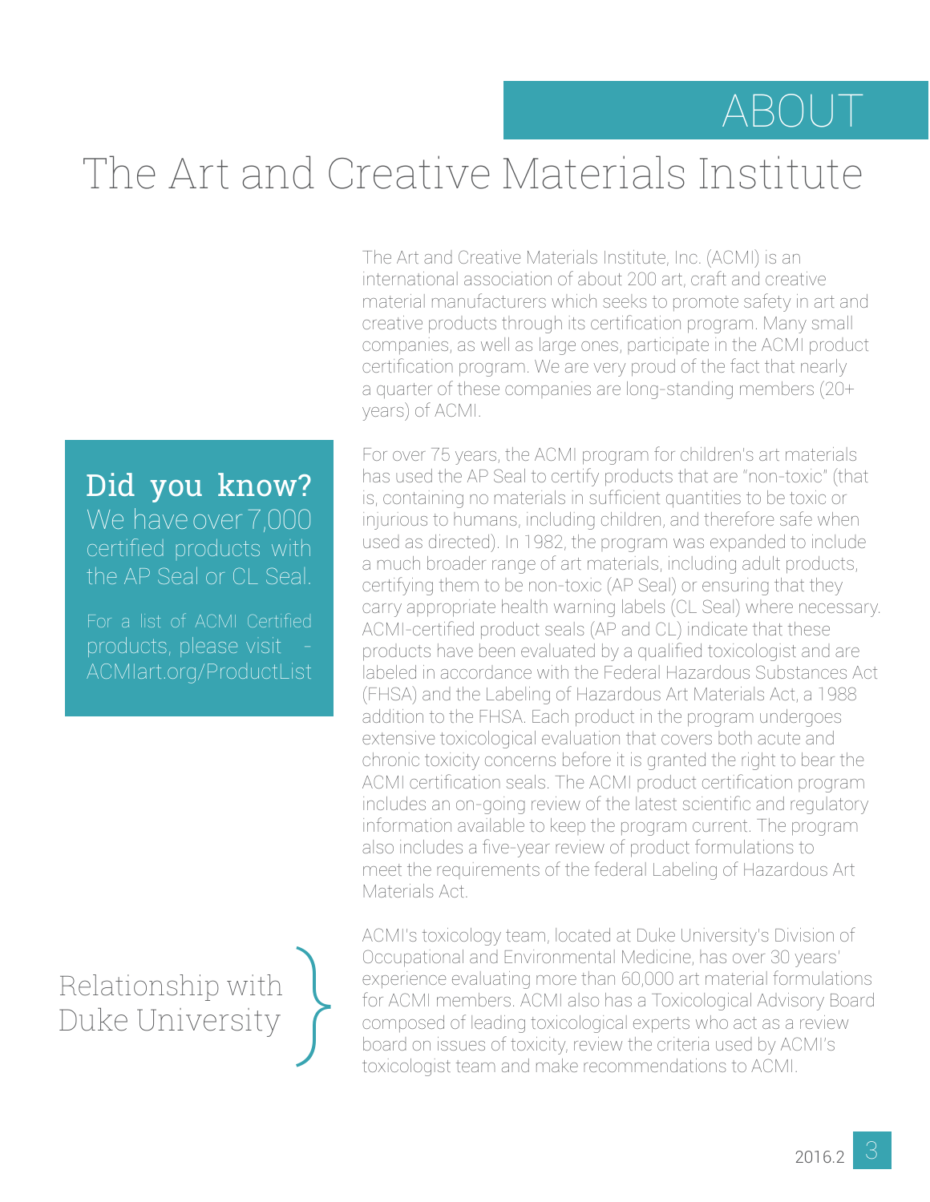# ABOUT

## The Art and Creative Materials Institute

The Art and Creative Materials Institute, Inc. (ACMI) is an international association of about 200 art, craft and creative material manufacturers which seeks to promote safety in art and creative products through its certification program. Many small companies, as well as large ones, participate in the ACMI product certification program. We are very proud of the fact that nearly a quarter of these companies are long-standing members (20+ years) of ACMI.

### Did you know?

We have over 7,000 certified products with the AP Seal or CL Seal.

For a list of ACMI Certified products, please visit - ACMIart.org/ProductList

For over 75 years, the ACMI program for children's art materials has used the AP Seal to certify products that are "non-toxic" (that is, containing no materials in sufficient quantities to be toxic or injurious to humans, including children, and therefore safe when used as directed). In 1982, the program was expanded to include a much broader range of art materials, including adult products, certifying them to be non-toxic (AP Seal) or ensuring that they carry appropriate health warning labels (CL Seal) where necessary. ACMI-certified product seals (AP and CL) indicate that these products have been evaluated by a qualified toxicologist and are labeled in accordance with the Federal Hazardous Substances Act (FHSA) and the Labeling of Hazardous Art Materials Act, a 1988 addition to the FHSA. Each product in the program undergoes extensive toxicological evaluation that covers both acute and chronic toxicity concerns before it is granted the right to bear the ACMI certification seals. The ACMI product certification program includes an on-going review of the latest scientific and regulatory information available to keep the program current. The program also includes a five-year review of product formulations to meet the requirements of the federal Labeling of Hazardous Art Materials Act.

### Relationship with Duke University

ACMI's toxicology team, located at Duke University's Division of Occupational and Environmental Medicine, has over 30 years' experience evaluating more than 60,000 art material formulations for ACMI members. ACMI also has a Toxicological Advisory Board composed of leading toxicological experts who act as a review board on issues of toxicity, review the criteria used by ACMI's toxicologist team and make recommendations to ACMI.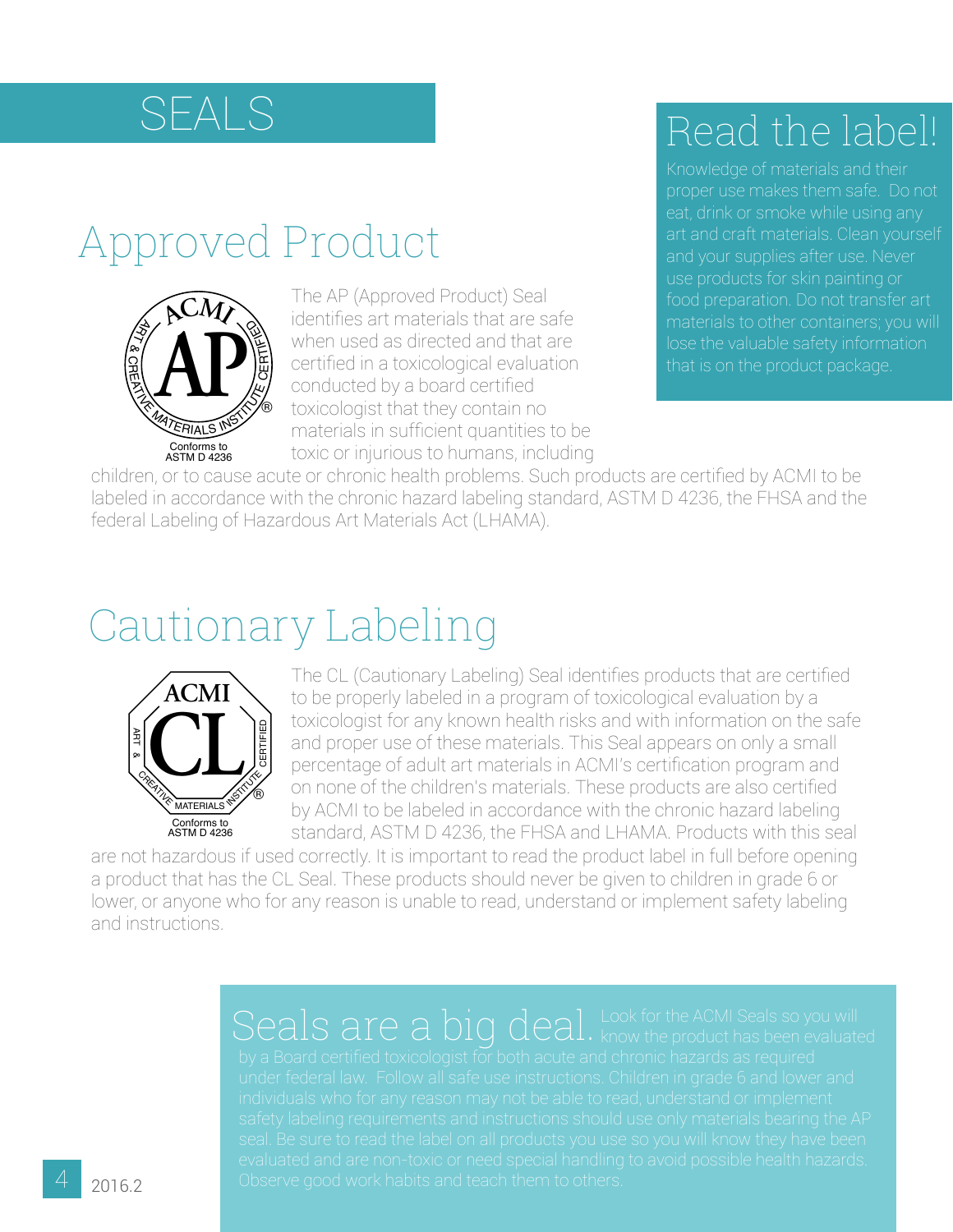# SEALS

## Approved Product

Conforms to ASTM D 4236

The AP (Approved Product) Seal identifies art materials that are safe when used as directed and that are certified in a toxicological evaluation conducted by a board certified toxicologist that they contain no materials in sufficient quantities to be toxic or injurious to humans, including children, or to cause acute or chronic health problems. Such products are certified by ACMI to be labeled in accordance with the chronic hazard labeling standard, ASTM D 4236, the FHSA and the federal Labeling of Hazardous Art Materials Act (LHAMA).

## Read the label!

Knowledge of materials and their proper use makes them safe. Do not eat, drink or smoke while using any art and craft materials. Clean yourself and your supplies after use. Never use products for skin painting or food preparation. Do not transfer art materials to other containers; you will lose the valuable safety information that is on the product package.

## Cautionary Labeling

Conforms to ASTM D 4236

The CL (Cautionary Labeling) Seal identifies products that are certified to be properly labeled in a program of toxicological evaluation by a toxicologist for any known health risks and with information on the safe and proper use of these materials. This Seal appears on only a small percentage of adult art materials in ACMI's certification program and on none of the children's materials. These products are also certified by ACMI to be labeled in accordance with the chronic hazard labeling standard, ASTM D 4236, the FHSA and LHAMA. Products with this seal are not hazardous if used correctly. It is important to read the product label in full before opening a product that has the CL Seal. These products should never be given to children in grade 6 or lower, or anyone who for any reason is unable to read, understand or implement safety labeling and instructions.

**Seals are a big deal.** Look for the ACMI Seals so you will know the product has been evaluated by a Board certified toxicologist for both acute and chronic hazards as required under federal law. Follow all safe use instructions. Children in grade 6 and lower and individuals who for any reason may not be able to read, understand or implement safety labeling requirements and instructions should use only materials bearing the AP seal. Be sure to read the label on all products you use so you will know they have been evaluated and are non-toxic or need special handling to avoid possible health hazards. Observe good work habits and teach them to others.

2016.2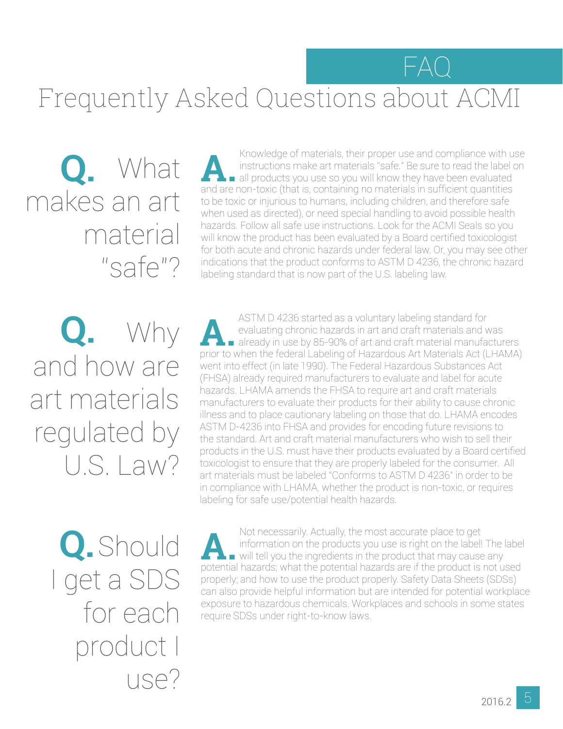# FAQ

## Frequently Asked Questions about ACMI

**Q. What makes an art material "safe"?**

**A.** Knowledge of materials, their proper use and compliance with use instructions make art materials "safe." Be sure to read the label on all products you use so you will know they have been evaluated and are non-toxic (that is, containing no materials in sufficient quantities to be toxic or injurious to humans, including children, and therefore safe when used as directed), or need special handling to avoid possible health hazards. Follow all safe use instructions. Look for the ACMI Seals so you will know the product has been evaluated by a Board certified toxicologist for both acute and chronic hazards under federal law. Or, you may see other indications that the product conforms to ASTM D 4236, the chronic hazard labeling standard that is now part of the U.S. labeling law.

**Q. Why and how are art materials regulated by U.S. Law?**

**A.** ASTM D 4236 started as a voluntary labeling standard for evaluating chronic hazards in art and craft materials and was already in use by 85-90% of art and craft material manufacturers prior to when the federal Labeling of Hazardous Art Materials Act (LHAMA) went into effect (in late 1990). The Federal Hazardous Substances Act (FHSA) already required manufacturers to evaluate and label for acute hazards. LHAMA amends the FHSA to require art and craft materials manufacturers to evaluate their products for their ability to cause chronic illness and to place cautionary labeling on those that do. LHAMA encodes ASTM D-4236 into FHSA and provides for encoding future revisions to the standard. Art and craft material manufacturers who wish to sell their products in the U.S. must have their products evaluated by a Board certified toxicologist to ensure that they are properly labeled for the consumer. All art materials must be labeled "Conforms to ASTM D 4236" in order to be in compliance with LHAMA, whether the product is non-toxic, or requires labeling for safe use/potential health hazards.

**Q. Should I get a SDS for each product I use?**

**A.** Not necessarily. Actually, the most accurate place to get information on the products you use is right on the label! The label will tell you the ingredients in the product that may cause any potential hazards; what the potential hazards are if the product is not used properly; and how to use the product properly. Safety Data Sheets (SDSs) can also provide helpful information but are intended for potential workplace exposure to hazardous chemicals. Workplaces and schools in some states require SDSs under right-to-know laws.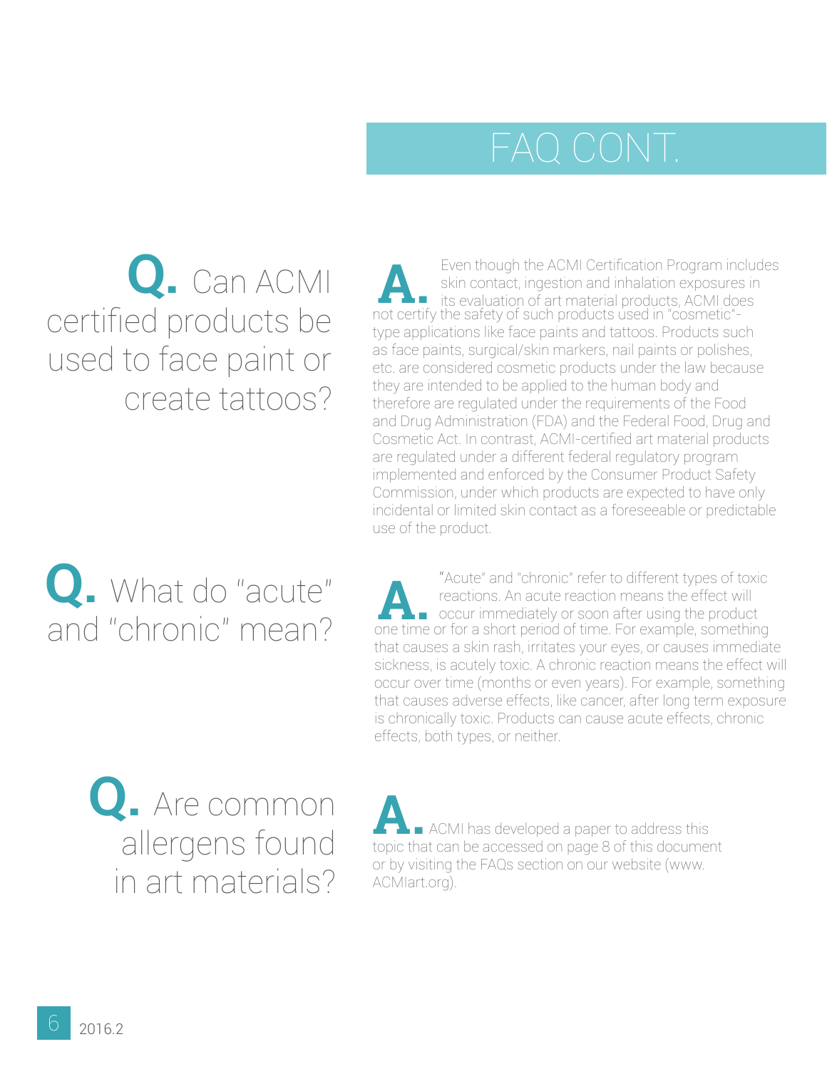# FAQ CONT.

**Q.** Can ACMI certified products be used to face paint or create tattoos?

**A.** Even though the ACMI Certification Program includes skin contact, ingestion and inhalation exposures in its evaluation of art material products, ACMI does not certify the safety of such products used in "cosmetic"-type applications like face paints and tattoos. Products such as face paints, surgical/skin markers, nail paints or polishes, etc. are considered cosmetic products under the law because they are intended to be applied to the human body and therefore are regulated under the requirements of the Food and Drug Administration (FDA) and the Federal Food, Drug and Cosmetic Act. In contrast, ACMI-certified art material products are regulated under a different federal regulatory program implemented and enforced by the Consumer Product Safety Commission, under which products are expected to have only incidental or limited skin contact as a foreseeable or predictable use of the product.

**Q.** What do "acute" and "chronic" mean?

**A.** "Acute" and "chronic" refer to different types of toxic reactions. An acute reaction means the effect will occur immediately or soon after using the product one time or for a short period of time. For example, something that causes a skin rash, irritates your eyes, or causes immediate sickness, is acutely toxic. A chronic reaction means the effect will occur over time (months or even years). For example, something that causes adverse effects, like cancer, after long term exposure is chronically toxic. Products can cause acute effects, chronic effects, both types, or neither.

**Q.** Are common allergens found in art materials?

**A.** ACMI has developed a paper to address this topic that can be accessed on page 8 of this document or by visiting the FAQs section on our website (www.ACMIart.org).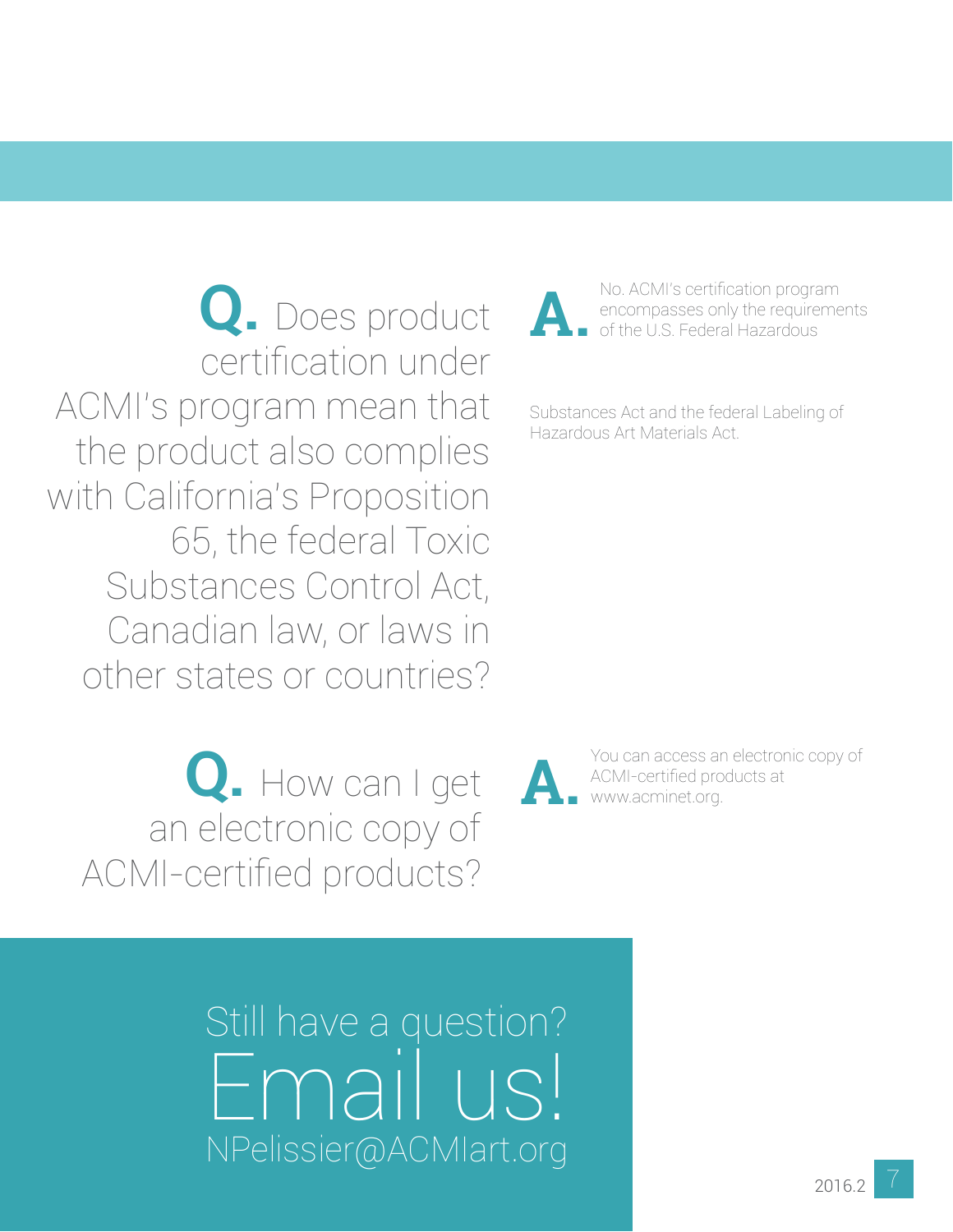**Q.** Does product certification under ACMI's program mean that the product also complies with California's Proposition 65, the federal Toxic Substances Control Act, Canadian law, or laws in other states or countries?

**A.** No. ACMI's certification program encompasses only the requirements of the U.S. Federal Hazardous Substances Act and the federal Labeling of Hazardous Art Materials Act.

**Q.** How can I get an electronic copy of ACMI-certified products?

**A.** You can access an electronic copy of ACMI-certified products at www.acminet.org.

Still have a question?

# Email us!

NPelissier@ACMIart.org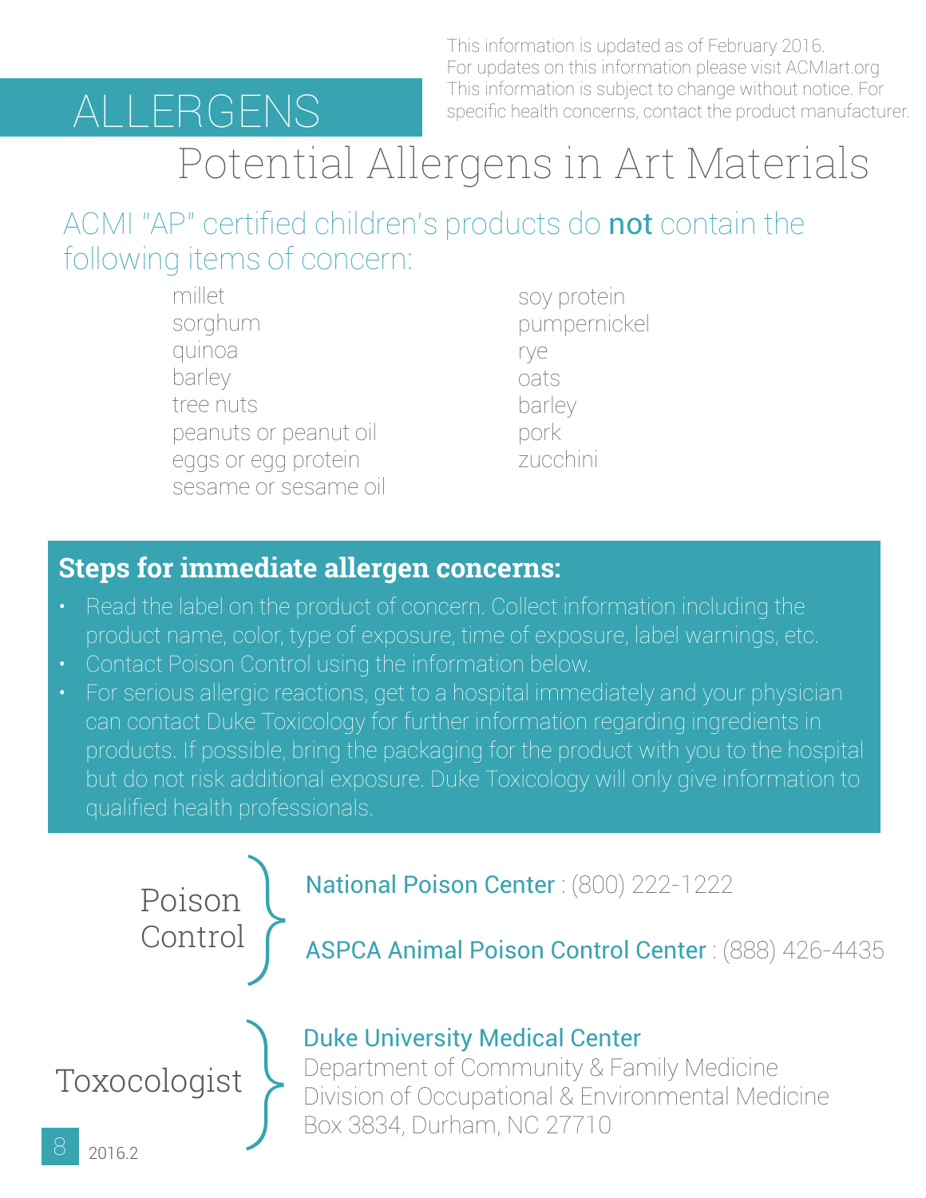# ALLERGENS

This information is updated as of February 2016. For updates on this information please visit ACMIart.org This information is subject to change without notice. For specific health concerns, contact the product manufacturer.

## Potential Allergens in Art Materials

### ACMI "AP" certified children's products do **not** contain the following items of concern:

- millet
- sorghum
- quinoa
- barley
- tree nuts
- peanuts or peanut oil
- eggs or egg protein
- sesame or sesame oil
- soy protein
- pumpernickel
- rye
- oats
- barley
- pork
- zucchini

### Steps for immediate allergen concerns:

- Read the label on the product of concern. Collect information including the product name, color, type of exposure, time of exposure, label warnings, etc.
- Contact Poison Control using the information below.
- For serious allergic reactions, get to a hospital immediately and your physician can contact Duke Toxicology for further information regarding ingredients in products. If possible, bring the packaging for the product with you to the hospital but do not risk additional exposure. Duke Toxicology will only give information to qualified health professionals.

**Poison Control**

National Poison Center : (800) 222-1222

ASPCA Animal Poison Control Center : (888) 426-4435

**Toxocologist**

Duke University Medical Center
Department of Community & Family Medicine
Division of Occupational & Environmental Medicine
Box 3834, Durham, NC 27710

2016.2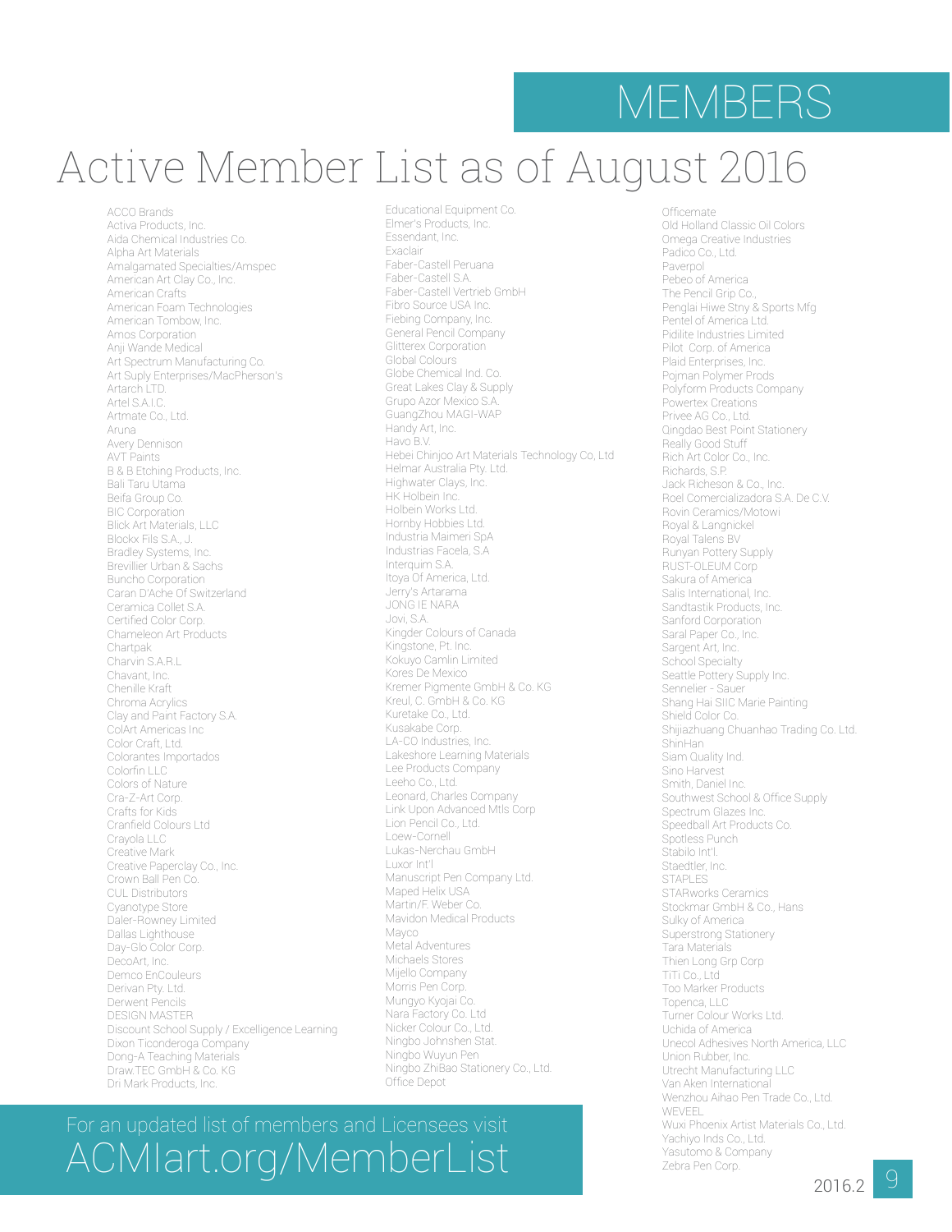# MEMBERS

## Active Member List as of August 2016

ACCO Brands
Activa Products, Inc.
Aida Chemical Industries Co.
Alpha Art Materials
Amalgamated Specialties/Amspec
American Art Clay Co., Inc.
American Crafts
American Foam Technologies
American Tombow, Inc.
Amos Corporation
Anji Wande Medical
Art Spectrum Manufacturing Co.
Art Suply Enterprises/MacPherson's
Artarch LTD.
Artel S.A.I.C.
Artmate Co., Ltd.
Aruna
Avery Dennison
AVT Paints
B & B Etching Products, Inc.
Bali Taru Utama
Beifa Group Co.
BIC Corporation
Blick Art Materials, LLC
Blockx Fils S.A., J.
Bradley Systems, Inc.
Brevillier Urban & Sachs
Buncho Corporation
Caran D'Ache Of Switzerland
Ceramica Collet S.A.
Certified Color Corp.
Chameleon Art Products
Chartpak
Charvin S.A.R.L
Chavant, Inc.
Chenille Kraft
Chroma Acrylics
Clay and Paint Factory S.A.
ColArt Americas Inc
Color Craft, Ltd.
Colorantes Importados
Colorfin LLC
Colors of Nature
Cra-Z-Art Corp.
Crafts for Kids
Cranfield Colours Ltd
Crayola LLC
Creative Mark
Creative Paperclay Co., Inc.
Crown Ball Pen Co.
CUL Distributors
Cyanotype Store
Daler-Rowney Limited
Dallas Lighthouse
Day-Glo Color Corp.
DecoArt, Inc.
Demco EnCouleurs
Derivan Pty. Ltd.
Derwent Pencils
DESIGN MASTER
Discount School Supply / Excelligence Learning
Dixon Ticonderoga Company
Dong-A Teaching Materials
Draw.TEC GmbH & Co. KG
Dri Mark Products, Inc.
Educational Equipment Co.
Elmer's Products, Inc.
Essendant, Inc.
Exaclair
Faber-Castell Peruana
Faber-Castell S.A.
Faber-Castell Vertrieb GmbH
Fibro Source USA Inc.
Fiebing Company, Inc.
General Pencil Company
Glitterex Corporation
Global Colours
Globe Chemical Ind. Co.
Great Lakes Clay & Supply
Grupo Azor Mexico S.A.
GuangZhou MAGI-WAP
Handy Art, Inc.
Havo B.V.
Hebei Chinjoo Art Materials Technology Co, Ltd
Helmar Australia Pty. Ltd.
Highwater Clays, Inc.
HK Holbein Inc.
Holbein Works Ltd.
Hornby Hobbies Ltd.
Industria Maimeri SpA
Industrias Facela, S.A
Interquim S.A.
Itoya Of America, Ltd.
Jerry's Artarama
JONG IE NARA
Jovi, S.A.
Kingder Colours of Canada
Kingstone, Pt. Inc.
Kokuyo Camlin Limited
Kores De Mexico
Kremer Pigmente GmbH & Co. KG
Kreul, C. GmbH & Co. KG
Kuretake Co., Ltd.
Kusakabe Corp.
LA-CO Industries, Inc.
Lakeshore Learning Materials
Lee Products Company
Leeho Co., Ltd.
Leonard, Charles Company
Link Upon Advanced Mtls Corp
Lion Pencil Co., Ltd.
Loew-Cornell
Lukas-Nerchau GmbH
Luxor Int'l
Manuscript Pen Company Ltd.
Maped Helix USA
Martin/F. Weber Co.
Mavidon Medical Products
Mayco
Metal Adventures
Michaels Stores
Mijello Company
Morris Pen Corp.
Mungyo Kyojai Co.
Nara Factory Co. Ltd
Nicker Colour Co., Ltd.
Ningbo Johnshen Stat.
Ningbo Wuyun Pen
Ningbo ZhiBao Stationery Co., Ltd.
Office Depot
Officemate
Old Holland Classic Oil Colors
Omega Creative Industries
Padico Co., Ltd.
Paverpol
Pebeo of America
The Pencil Grip Co.,
Penglai Hiwe Stny & Sports Mfg
Pentel of America Ltd.
Pidilite Industries Limited
Pilot Corp. of America
Plaid Enterprises, Inc.
Pojman Polymer Prods
Polyform Products Company
Powertex Creations
Privee AG Co., Ltd.
Qingdao Best Point Stationery
Really Good Stuff
Rich Art Color Co., Inc.
Richards, S.P.
Jack Richeson & Co., Inc.
Roel Comercializadora S.A. De C.V.
Rovin Ceramics/Motowi
Royal & Langnickel
Royal Talens BV
Runyan Pottery Supply
RUST-OLEUM Corp
Sakura of America
Salis International, Inc.
Sandtastik Products, Inc.
Sanford Corporation
Saral Paper Co., Inc.
Sargent Art, Inc.
School Specialty
Seattle Pottery Supply Inc.
Sennelier - Sauer
Shang Hai SIIC Marie Painting
Shield Color Co.
Shijiazhuang Chuanhao Trading Co. Ltd.
ShinHan
Siam Quality Ind.
Sino Harvest
Smith, Daniel Inc.
Southwest School & Office Supply
Spectrum Glazes Inc.
Speedball Art Products Co.
Spotless Punch
Stabilo Int'l.
Staedtler, Inc.
STAPLES
STARworks Ceramics
Stockmar GmbH & Co., Hans
Sulky of America
Superstrong Stationery
Tara Materials
Thien Long Grp Corp
TiTi Co., Ltd
Too Marker Products
Topenca, LLC
Turner Colour Works Ltd.
Uchida of America
Unecol Adhesives North America, LLC
Union Rubber, Inc.
Utrecht Manufacturing LLC
Van Aken International
Wenzhou Aihao Pen Trade Co., Ltd.
WEVEEL
Wuxi Phoenix Artist Materials Co., Ltd.
Yachiyo Inds Co., Ltd.
Yasutomo & Company
Zebra Pen Corp.

For an updated list of members and Licensees visit
ACMIart.org/MemberList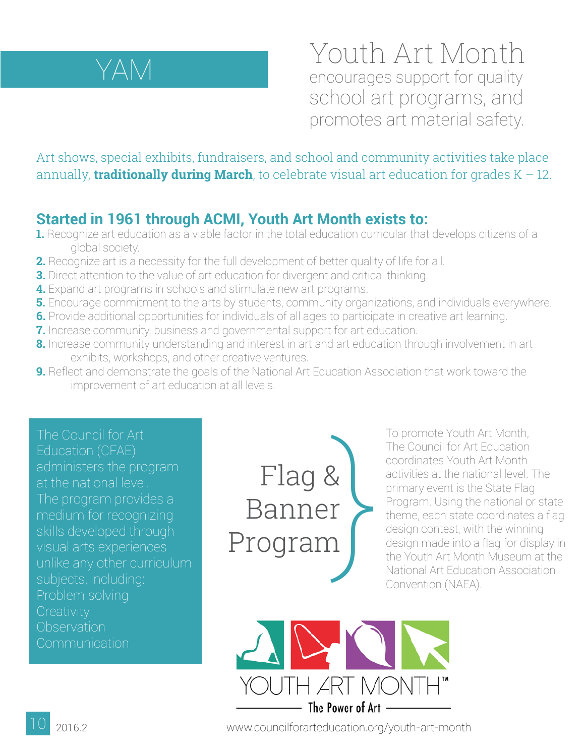# YAM

# Youth Art Month

encourages support for quality school art programs, and promotes art material safety.

Art shows, special exhibits, fundraisers, and school and community activities take place annually, **traditionally during March**, to celebrate visual art education for grades K – 12.

## Started in 1961 through ACMI, Youth Art Month exists to:

1. Recognize art education as a viable factor in the total education curricular that develops citizens of a global society.
2. Recognize art is a necessity for the full development of better quality of life for all.
3. Direct attention to the value of art education for divergent and critical thinking.
4. Expand art programs in schools and stimulate new art programs.
5. Encourage commitment to the arts by students, community organizations, and individuals everywhere.
6. Provide additional opportunities for individuals of all ages to participate in creative art learning.
7. Increase community, business and governmental support for art education.
8. Increase community understanding and interest in art and art education through involvement in art exhibits, workshops, and other creative ventures.
9. Reflect and demonstrate the goals of the National Art Education Association that work toward the improvement of art education at all levels.

The Council for Art Education (CFAE) administers the program at the national level. The program provides a medium for recognizing skills developed through visual arts experiences unlike any other curriculum subjects, including:

- Problem solving
- Creativity
- Observation
- Communication

## Flag & Banner Program

To promote Youth Art Month, The Council for Art Education coordinates Youth Art Month activities at the national level. The primary event is the State Flag Program. Using the national or state theme, each state coordinates a flag design contest, with the winning design made into a flag for display in the Youth Art Month Museum at the National Art Education Association Convention (NAEA).

YOUTH ART MONTH™

The Power of Art

2016.2

www.councilforarteducation.org/youth-art-month